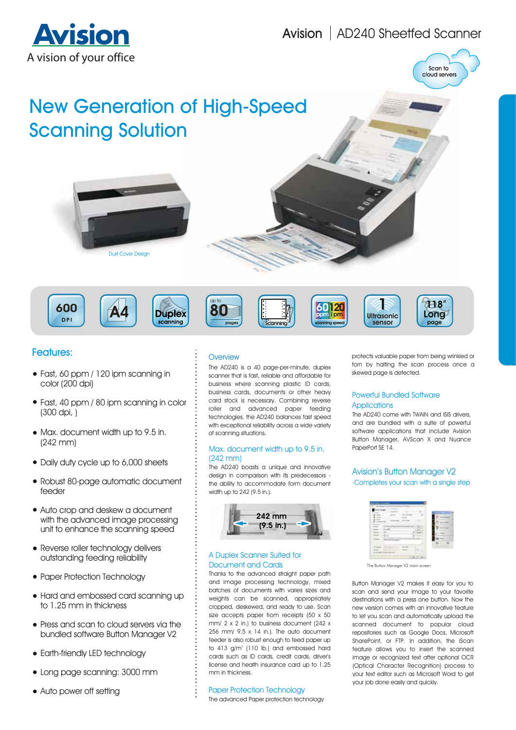# Avision

A vision of your office

Avision | AD240 Sheetfed Scanner

Scan to cloud servers

## New Generation of High-Speed Scanning Solution

Dust Cover Design

600 DPI | A4 | Duplex scanning | Up to 80 pages | Scanning | 60 ppm 120 ipm scanning speed | 1 Ultrasonic sensor | 118" Long page

## Features:

- Fast, 60 ppm / 120 ipm scanning in color (200 dpi)
- Fast, 40 ppm / 80 ipm scanning in color (300 dpi, )
- Max. document width up to 9.5 in. (242 mm)
- Daily duty cycle up to 6,000 sheets
- Robust 80-page automatic document feeder
- Auto crop and deskew a document with the advanced image processing unit to enhance the scanning speed
- Reverse roller technology delivers outstanding feeding reliability
- Paper Protection Technology
- Hard and embossed card scanning up to 1.25 mm in thickness
- Press and scan to cloud servers via the bundled software Button Manager V2
- Earth-friendly LED technology
- Long page scanning: 3000 mm
- Auto power off setting

### Overview

The AD240 is a 40 page-per-minute, duplex scanner that is fast, reliable and affordable for business where scanning plastic ID cards, business cards, documents or other heavy card stock is necessary. Combining reverse roller and advanced paper feeding technologies, the AD240 balances fast speed with exceptional reliability across a wide variety of scanning situations.

### Max. document width up to 9.5 in. (242 mm)

The AD240 boasts a unique and innovative design in comparison with its predecessors - the ability to accommodate form document width up to 242 (9.5 in.).

242 mm (9.5 in.)

### A Duplex Scanner Suited for Document and Cards

Thanks to the advanced straight paper path and image processing technology, mixed batches of documents with varies sizes and weights can be scanned, appropriately cropped, deskewed, and ready to use. Scan size accepts paper from receipts (50 x 50 mm/ 2 x 2 in.) to business document (242 x 256 mm/ 9.5 x 14 in.). The auto document feeder is also robust enough to feed paper up to 413 g/m² (110 lb.) and embossed hard cards such as ID cards, credit cards, driver's license and health insurance card up to 1.25 mm in thickness.

### Paper Protection Technology

The advanced Paper protection technology protects valuable paper from being wrinkled or torn by halting the scan process once a skewed page is detected.

### Powerful Bundled Software Applications

The AD240 come with TWAIN and ISIS drivers, and are bundled with a suite of powerful software applications that include Avision Button Manager, AVScan X and Nuance PaperPort SE 14.

### Avision's Button Manager V2

-Completes your scan with a single step

The Button Manager V2 main screen

Button Manager V2 makes it easy for you to scan and send your image to your favorite destinations with a press one button. Now the new version comes with an innovative feature to let you scan and automatically upload the scanned document to popular cloud repositories such as Google Docs, Microsoft SharePoint, or FTP. In addition, the iScan feature allows you to insert the scanned image or recognized text after optional OCR (Optical Character Recognition) process to your text editor such as Microsoft Word to get your job done easily and quickly.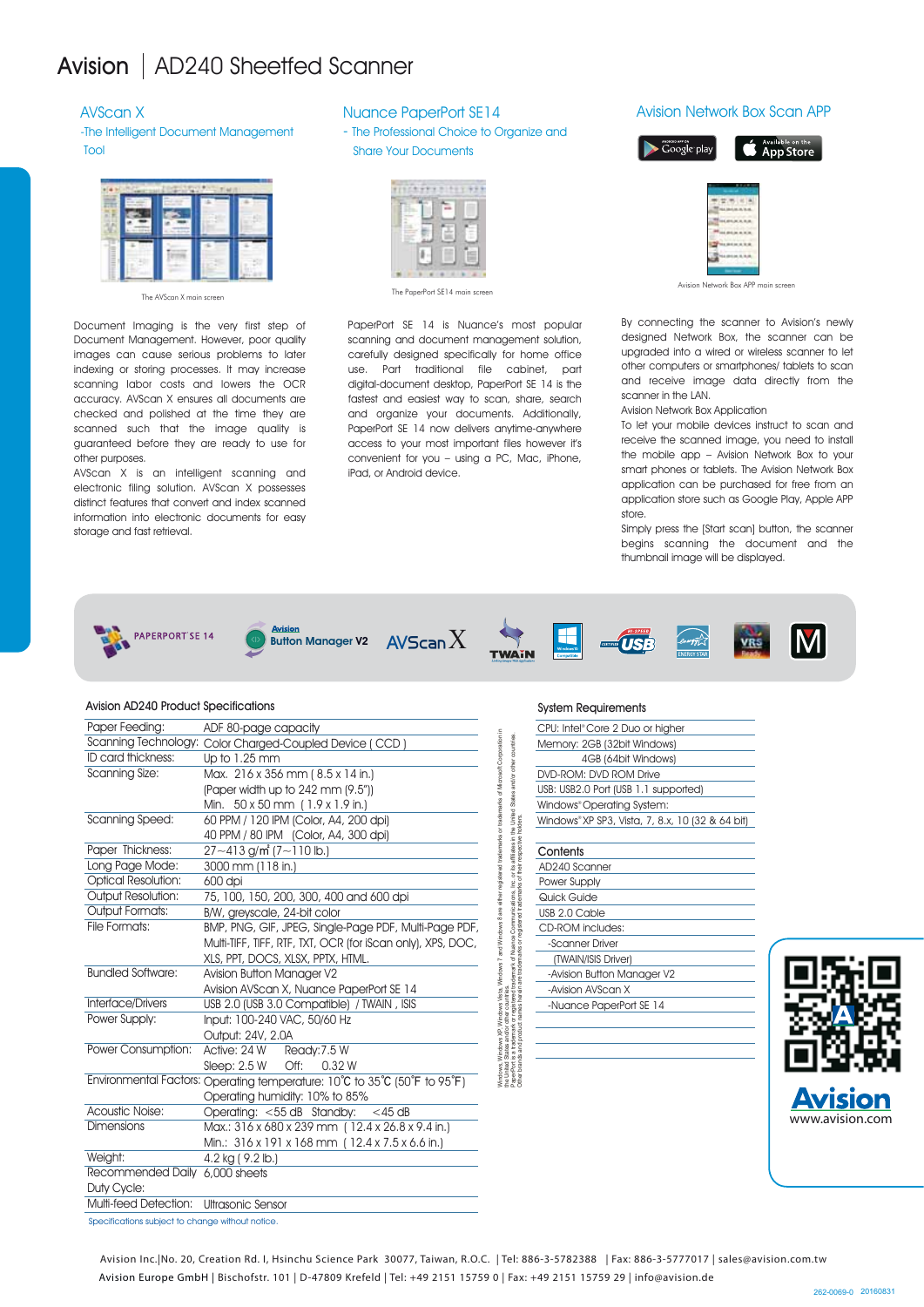# Avision | AD240 Sheetfed Scanner

## AVScan X

-The Intelligent Document Management Tool

The AVScan X main screen

Document Imaging is the very first step of Document Management. However, poor quality images can cause serious problems to later indexing or storing processes. It may increase scanning labor costs and lowers the OCR accuracy. AVScan X ensures all documents are checked and polished at the time they are scanned such that the image quality is guaranteed before they are ready to use for other purposes.

AVScan X is an intelligent scanning and electronic filing solution. AVScan X possesses distinct features that convert and index scanned information into electronic documents for easy storage and fast retrieval.

## Nuance PaperPort SE14

- The Professional Choice to Organize and Share Your Documents

The PaperPort SE14 main screen

PaperPort SE 14 is Nuance's most popular scanning and document management solution, carefully designed specifically for home office use. Part traditional file cabinet, part digital-document desktop, PaperPort SE 14 is the fastest and easiest way to scan, share, search and organize your documents. Additionally, PaperPort SE 14 now delivers anytime-anywhere access to your most important files however it's convenient for you – using a PC, Mac, iPhone, iPad, or Android device.

## Avision Network Box Scan APP

Google play | Available on the App Store

Avision Network Box APP main screen

By connecting the scanner to Avision's newly designed Network Box, the scanner can be upgraded into a wired or wireless scanner to let other computers or smartphones/ tablets to scan and receive image data directly from the scanner in the LAN.

Avision Network Box Application

To let your mobile devices instruct to scan and receive the scanned image, you need to install the mobile app – Avision Network Box to your smart phones or tablets. The Avision Network Box application can be purchased for free from an application store such as Google Play, Apple APP store.

Simply press the [Start scan] button, the scanner begins scanning the document and the thumbnail image will be displayed.

PAPERPORT SE 14 | Avision Button Manager V2 | AVScan X | TWAIN | Windows 10 Compatible | CERTIFIED HI-SPEED USB | ENERGY STAR | VRS Ready | M

## Avision AD240 Product Specifications

| | |
|---|---|
| Paper Feeding: | ADF 80-page capacity |
| Scanning Technology: | Color Charged-Coupled Device ( CCD ) |
| ID card thickness: | Up to 1.25 mm |
| Scanning Size: | Max. 216 x 356 mm ( 8.5 x 14 in.)<br>(Paper width up to 242 mm (9.5"))<br>Min. 50 x 50 mm ( 1.9 x 1.9 in.) |
| Scanning Speed: | 60 PPM / 120 IPM (Color, A4, 200 dpi)<br>40 PPM / 80 IPM (Color, A4, 300 dpi) |
| Paper Thickness: | 27~413 g/㎡ (7~110 lb.) |
| Long Page Mode: | 3000 mm (118 in.) |
| Optical Resolution: | 600 dpi |
| Output Resolution: | 75, 100, 150, 200, 300, 400 and 600 dpi |
| Output Formats: | B/W, greyscale, 24-bit color |
| File Formats: | BMP, PNG, GIF, JPEG, Single-Page PDF, Multi-Page PDF, Multi-TIFF, TIFF, RTF, TXT, OCR (for iScan only), XPS, DOC, XLS, PPT, DOCS, XLSX, PPTX, HTML. |
| Bundled Software: | Avision Button Manager V2<br>Avision AVScan X, Nuance PaperPort SE 14 |
| Interface/Drivers | USB 2.0 (USB 3.0 Compatible) / TWAIN , ISIS |
| Power Supply: | Input: 100-240 VAC, 50/60 Hz<br>Output: 24V, 2.0A |
| Power Consumption: | Active: 24 W Ready:7.5 W<br>Sleep: 2.5 W Off: 0.32 W |
| Environmental Factors: | Operating temperature: 10˚C to 35˚C (50˚F to 95˚F)<br>Operating humidity: 10% to 85% |
| Acoustic Noise: | Operating: <55 dB Standby: <45 dB |
| Dimensions | Max.: 316 x 680 x 239 mm ( 12.4 x 26.8 x 9.4 in.)<br>Min.: 316 x 191 x 168 mm ( 12.4 x 7.5 x 6.6 in.) |
| Weight: | 4.2 kg ( 9.2 lb.) |
| Recommended Daily Duty Cycle: | 6,000 sheets |
| Multi-feed Detection: | Ultrasonic Sensor |

Specifications subject to change without notice.

Windows, Windows XP, Windows Vista, Windows 7 and Windows 8 are either registered trademarks or trademarks of Microsoft Corporation in the United States and/or other countries. PaperPort is a trademark or registered trademark of Nuance Communications, Inc. or its affiliates in the United States and/or other countries. Other brands and product names herein are trademarks or registered trademarks of their respective holders.

## System Requirements

- CPU: Intel® Core 2 Duo or higher
- Memory: 2GB (32bit Windows)
  4GB (64bit Windows)
- DVD-ROM: DVD ROM Drive
- USB: USB2.0 Port (USB 1.1 supported)
- Windows® Operating System:
- Windows® XP SP3, Vista, 7, 8.x, 10 (32 & 64 bit)

## Contents

- AD240 Scanner
- Power Supply
- Quick Guide
- USB 2.0 Cable
- CD-ROM includes:
  - -Scanner Driver (TWAIN/ISIS Driver)
  - -Avision Button Manager V2
  - -Avision AVScan X
  - -Nuance PaperPort SE 14

Avision
www.avision.com

Avision Inc.|No. 20, Creation Rd. I, Hsinchu Science Park 30077, Taiwan, R.O.C. |Tel: 886-3-5782388 |Fax: 886-3-5777017 | sales@avision.com.tw

Avision Europe GmbH | Bischofstr. 101 | D-47809 Krefeld | Tel: +49 2151 15759 0 | Fax: +49 2151 15759 29 | info@avision.de

262-0069-0 20160831